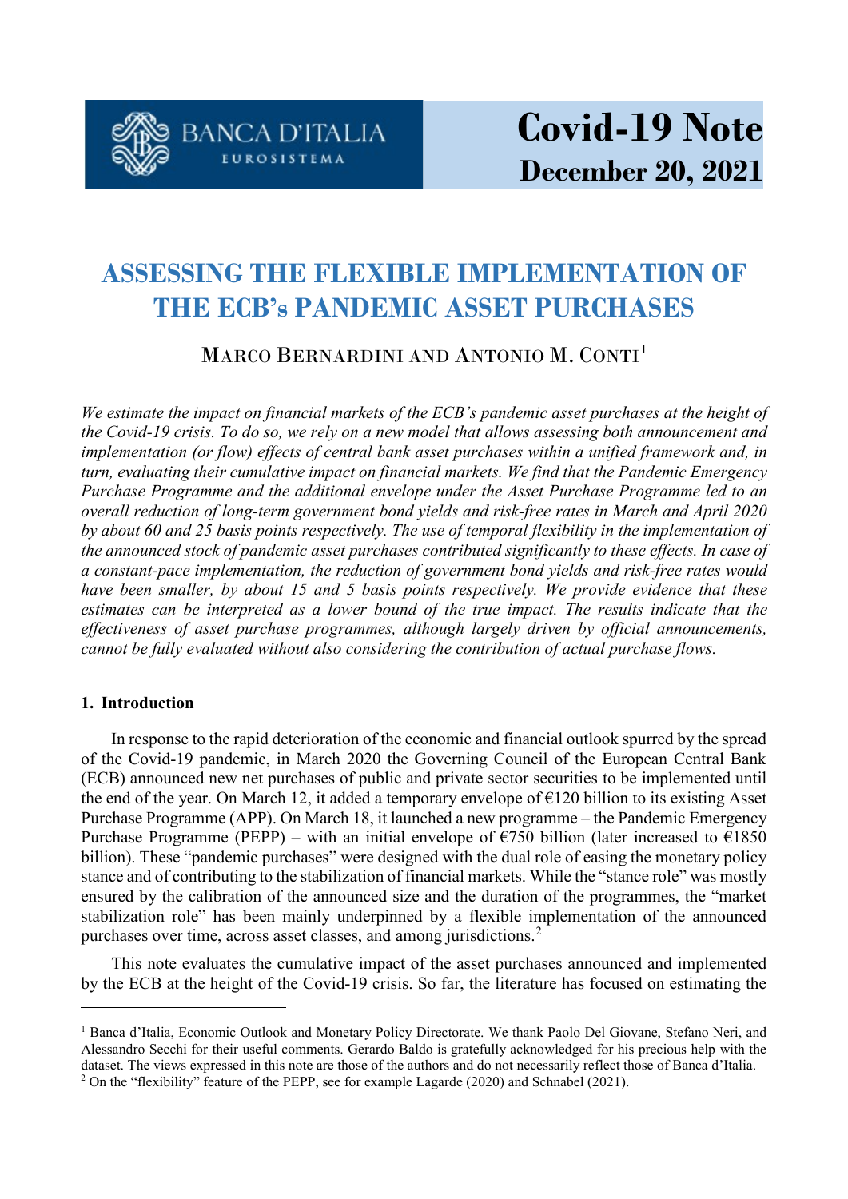BANCA D'ITALIA EUROSISTEMA

**Covid-19 Note**
**December 20, 2021**

# ASSESSING THE FLEXIBLE IMPLEMENTATION OF THE ECB's PANDEMIC ASSET PURCHASES

MARCO BERNARDINI AND ANTONIO M. CONTI[1]

*We estimate the impact on financial markets of the ECB's pandemic asset purchases at the height of the Covid-19 crisis. To do so, we rely on a new model that allows assessing both announcement and implementation (or flow) effects of central bank asset purchases within a unified framework and, in turn, evaluating their cumulative impact on financial markets. We find that the Pandemic Emergency Purchase Programme and the additional envelope under the Asset Purchase Programme led to an overall reduction of long-term government bond yields and risk-free rates in March and April 2020 by about 60 and 25 basis points respectively. The use of temporal flexibility in the implementation of the announced stock of pandemic asset purchases contributed significantly to these effects. In case of a constant-pace implementation, the reduction of government bond yields and risk-free rates would have been smaller, by about 15 and 5 basis points respectively. We provide evidence that these estimates can be interpreted as a lower bound of the true impact. The results indicate that the effectiveness of asset purchase programmes, although largely driven by official announcements, cannot be fully evaluated without also considering the contribution of actual purchase flows.*

## 1. Introduction

In response to the rapid deterioration of the economic and financial outlook spurred by the spread of the Covid-19 pandemic, in March 2020 the Governing Council of the European Central Bank (ECB) announced new net purchases of public and private sector securities to be implemented until the end of the year. On March 12, it added a temporary envelope of €120 billion to its existing Asset Purchase Programme (APP). On March 18, it launched a new programme – the Pandemic Emergency Purchase Programme (PEPP) – with an initial envelope of €750 billion (later increased to €1850 billion). These "pandemic purchases" were designed with the dual role of easing the monetary policy stance and of contributing to the stabilization of financial markets. While the "stance role" was mostly ensured by the calibration of the announced size and the duration of the programmes, the "market stabilization role" has been mainly underpinned by a flexible implementation of the announced purchases over time, across asset classes, and among jurisdictions.[2]

This note evaluates the cumulative impact of the asset purchases announced and implemented by the ECB at the height of the Covid-19 crisis. So far, the literature has focused on estimating the

[1] Banca d'Italia, Economic Outlook and Monetary Policy Directorate. We thank Paolo Del Giovane, Stefano Neri, and Alessandro Secchi for their useful comments. Gerardo Baldo is gratefully acknowledged for his precious help with the dataset. The views expressed in this note are those of the authors and do not necessarily reflect those of Banca d'Italia.

[2] On the "flexibility" feature of the PEPP, see for example Lagarde (2020) and Schnabel (2021).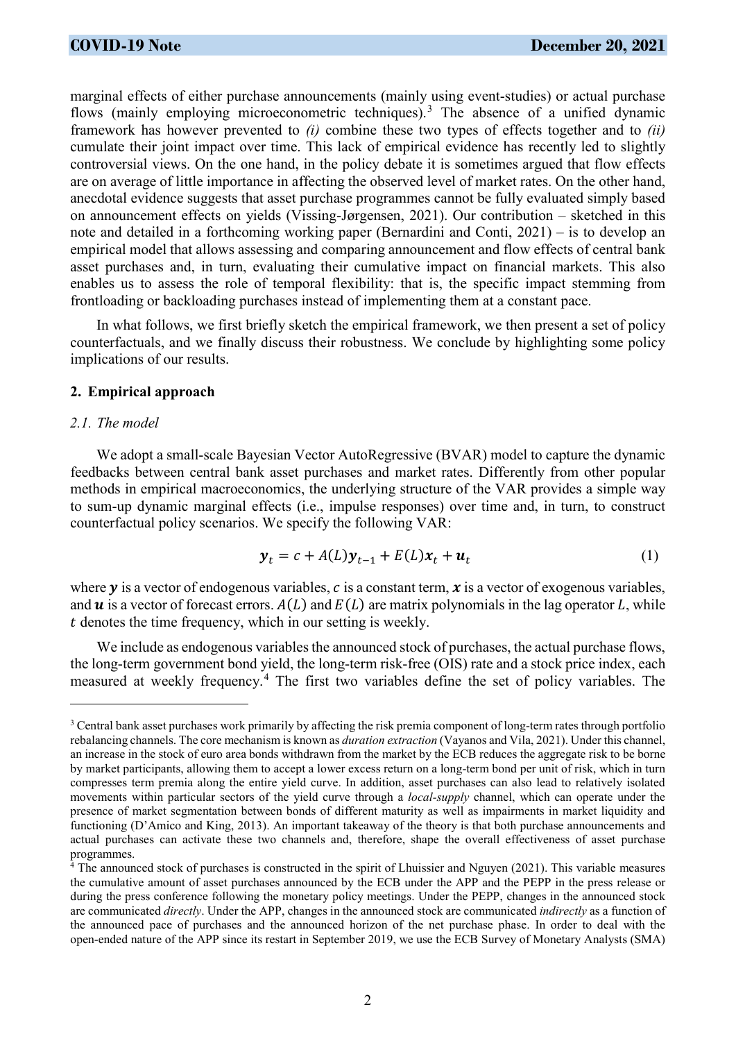marginal effects of either purchase announcements (mainly using event-studies) or actual purchase flows (mainly employing microeconometric techniques).[3] The absence of a unified dynamic framework has however prevented to *(i)* combine these two types of effects together and to *(ii)* cumulate their joint impact over time. This lack of empirical evidence has recently led to slightly controversial views. On the one hand, in the policy debate it is sometimes argued that flow effects are on average of little importance in affecting the observed level of market rates. On the other hand, anecdotal evidence suggests that asset purchase programmes cannot be fully evaluated simply based on announcement effects on yields (Vissing-Jørgensen, 2021). Our contribution – sketched in this note and detailed in a forthcoming working paper (Bernardini and Conti, 2021) – is to develop an empirical model that allows assessing and comparing announcement and flow effects of central bank asset purchases and, in turn, evaluating their cumulative impact on financial markets. This also enables us to assess the role of temporal flexibility: that is, the specific impact stemming from frontloading or backloading purchases instead of implementing them at a constant pace.

In what follows, we first briefly sketch the empirical framework, we then present a set of policy counterfactuals, and we finally discuss their robustness. We conclude by highlighting some policy implications of our results.

## 2. Empirical approach

### *2.1. The model*

We adopt a small-scale Bayesian Vector AutoRegressive (BVAR) model to capture the dynamic feedbacks between central bank asset purchases and market rates. Differently from other popular methods in empirical macroeconomics, the underlying structure of the VAR provides a simple way to sum-up dynamic marginal effects (i.e., impulse responses) over time and, in turn, to construct counterfactual policy scenarios. We specify the following VAR:

$$\boldsymbol{y}_t = c + A(L)\boldsymbol{y}_{t-1} + E(L)\boldsymbol{x}_t + \boldsymbol{u}_t \tag{1}$$

where $\boldsymbol{y}$ is a vector of endogenous variables, $c$ is a constant term, $\boldsymbol{x}$ is a vector of exogenous variables, and $\boldsymbol{u}$ is a vector of forecast errors. $A(L)$ and $E(L)$ are matrix polynomials in the lag operator $L$, while $t$ denotes the time frequency, which in our setting is weekly.

We include as endogenous variables the announced stock of purchases, the actual purchase flows, the long-term government bond yield, the long-term risk-free (OIS) rate and a stock price index, each measured at weekly frequency.[4] The first two variables define the set of policy variables. The

---

[3] Central bank asset purchases work primarily by affecting the risk premia component of long-term rates through portfolio rebalancing channels. The core mechanism is known as *duration extraction* (Vayanos and Vila, 2021). Under this channel, an increase in the stock of euro area bonds withdrawn from the market by the ECB reduces the aggregate risk to be borne by market participants, allowing them to accept a lower excess return on a long-term bond per unit of risk, which in turn compresses term premia along the entire yield curve. In addition, asset purchases can also lead to relatively isolated movements within particular sectors of the yield curve through a *local-supply* channel, which can operate under the presence of market segmentation between bonds of different maturity as well as impairments in market liquidity and functioning (D'Amico and King, 2013). An important takeaway of the theory is that both purchase announcements and actual purchases can activate these two channels and, therefore, shape the overall effectiveness of asset purchase programmes.

[4] The announced stock of purchases is constructed in the spirit of Lhuissier and Nguyen (2021). This variable measures the cumulative amount of asset purchases announced by the ECB under the APP and the PEPP in the press release or during the press conference following the monetary policy meetings. Under the PEPP, changes in the announced stock are communicated *directly*. Under the APP, changes in the announced stock are communicated *indirectly* as a function of the announced pace of purchases and the announced horizon of the net purchase phase. In order to deal with the open-ended nature of the APP since its restart in September 2019, we use the ECB Survey of Monetary Analysts (SMA)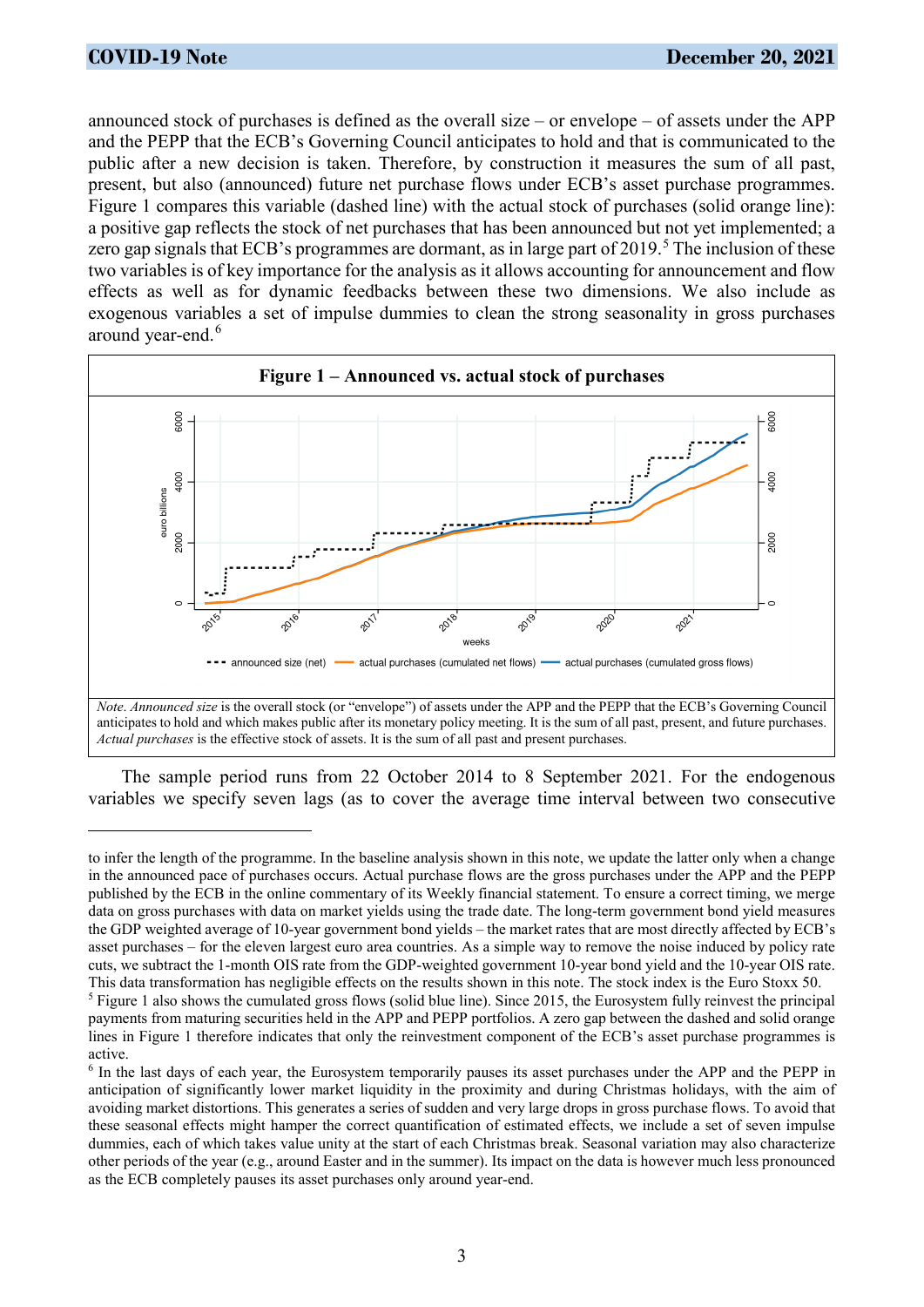announced stock of purchases is defined as the overall size – or envelope – of assets under the APP and the PEPP that the ECB's Governing Council anticipates to hold and that is communicated to the public after a new decision is taken. Therefore, by construction it measures the sum of all past, present, but also (announced) future net purchase flows under ECB's asset purchase programmes. Figure 1 compares this variable (dashed line) with the actual stock of purchases (solid orange line): a positive gap reflects the stock of net purchases that has been announced but not yet implemented; a zero gap signals that ECB's programmes are dormant, as in large part of 2019.[5] The inclusion of these two variables is of key importance for the analysis as it allows accounting for announcement and flow effects as well as for dynamic feedbacks between these two dimensions. We also include as exogenous variables a set of impulse dummies to clean the strong seasonality in gross purchases around year-end.[6]

**Figure 1 – Announced vs. actual stock of purchases**

*Note*. *Announced size* is the overall stock (or "envelope") of assets under the APP and the PEPP that the ECB's Governing Council anticipates to hold and which makes public after its monetary policy meeting. It is the sum of all past, present, and future purchases. *Actual purchases* is the effective stock of assets. It is the sum of all past and present purchases.

The sample period runs from 22 October 2014 to 8 September 2021. For the endogenous variables we specify seven lags (as to cover the average time interval between two consecutive

---

to infer the length of the programme. In the baseline analysis shown in this note, we update the latter only when a change in the announced pace of purchases occurs. Actual purchase flows are the gross purchases under the APP and the PEPP published by the ECB in the online commentary of its Weekly financial statement. To ensure a correct timing, we merge data on gross purchases with data on market yields using the trade date. The long-term government bond yield measures the GDP weighted average of 10-year government bond yields – the market rates that are most directly affected by ECB's asset purchases – for the eleven largest euro area countries. As a simple way to remove the noise induced by policy rate cuts, we subtract the 1-month OIS rate from the GDP-weighted government 10-year bond yield and the 10-year OIS rate. This data transformation has negligible effects on the results shown in this note. The stock index is the Euro Stoxx 50.

[5] Figure 1 also shows the cumulated gross flows (solid blue line). Since 2015, the Eurosystem fully reinvest the principal payments from maturing securities held in the APP and PEPP portfolios. A zero gap between the dashed and solid orange lines in Figure 1 therefore indicates that only the reinvestment component of the ECB's asset purchase programmes is active.

[6] In the last days of each year, the Eurosystem temporarily pauses its asset purchases under the APP and the PEPP in anticipation of significantly lower market liquidity in the proximity and during Christmas holidays, with the aim of avoiding market distortions. This generates a series of sudden and very large drops in gross purchase flows. To avoid that these seasonal effects might hamper the correct quantification of estimated effects, we include a set of seven impulse dummies, each of which takes value unity at the start of each Christmas break. Seasonal variation may also characterize other periods of the year (e.g., around Easter and in the summer). Its impact on the data is however much less pronounced as the ECB completely pauses its asset purchases only around year-end.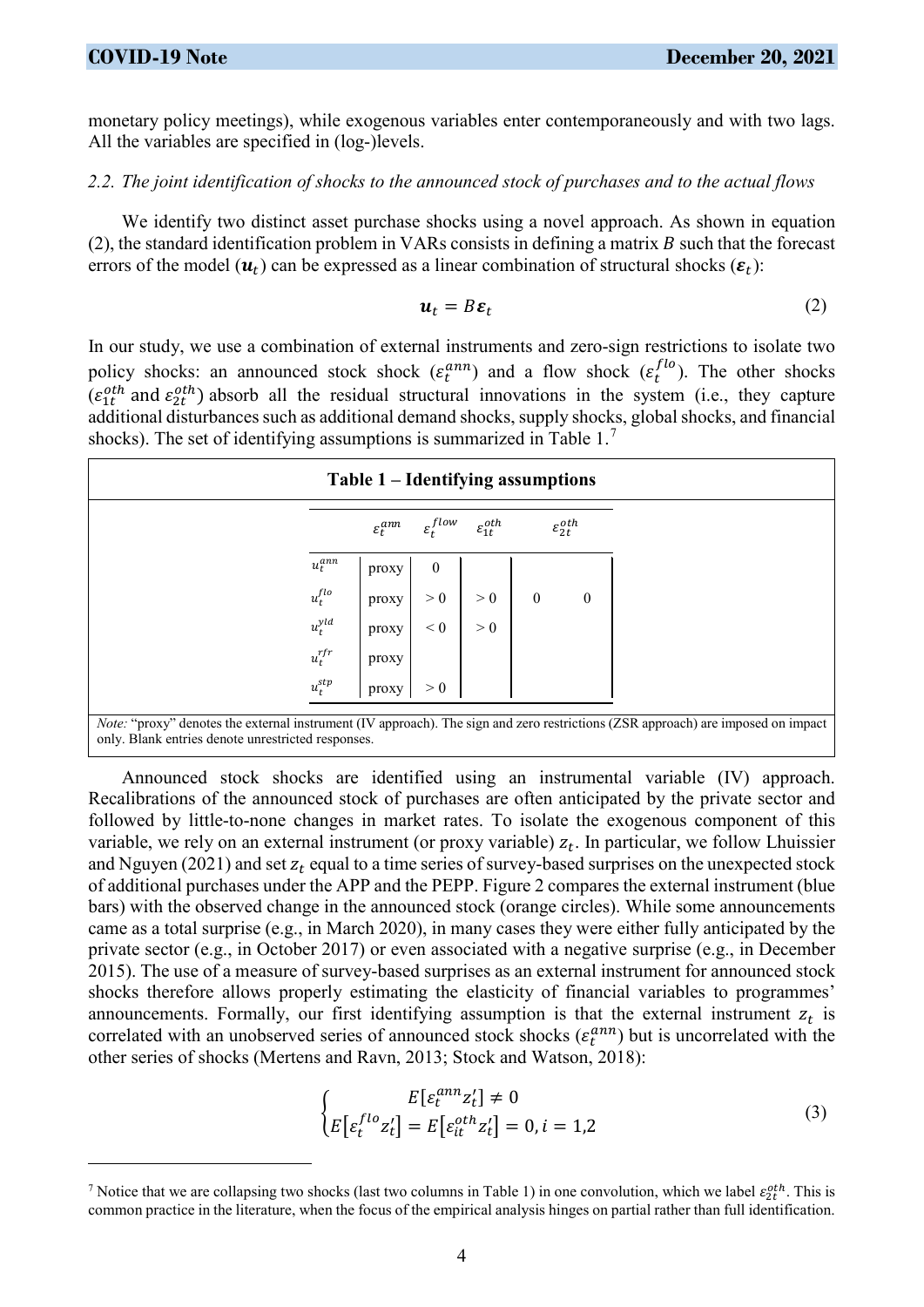monetary policy meetings), while exogenous variables enter contemporaneously and with two lags. All the variables are specified in (log-)levels.

*2.2. The joint identification of shocks to the announced stock of purchases and to the actual flows*

We identify two distinct asset purchase shocks using a novel approach. As shown in equation (2), the standard identification problem in VARs consists in defining a matrix $B$ such that the forecast errors of the model ($\boldsymbol{u}_t$) can be expressed as a linear combination of structural shocks ($\boldsymbol{\varepsilon}_t$):

$$\boldsymbol{u}_t = B\boldsymbol{\varepsilon}_t \tag{2}$$

In our study, we use a combination of external instruments and zero-sign restrictions to isolate two policy shocks: an announced stock shock ($\varepsilon_t^{ann}$) and a flow shock ($\varepsilon_t^{flo}$). The other shocks ($\varepsilon_{1t}^{oth}$ and $\varepsilon_{2t}^{oth}$) absorb all the residual structural innovations in the system (i.e., they capture additional disturbances such as additional demand shocks, supply shocks, global shocks, and financial shocks). The set of identifying assumptions is summarized in Table 1.[7]

**Table 1 – Identifying assumptions**

| | $\varepsilon_t^{ann}$ | $\varepsilon_t^{flow}$ | $\varepsilon_{1t}^{oth}$ | $\varepsilon_{2t}^{oth}$ | |
|---|---|---|---|---|---|
| $u_t^{ann}$ | proxy | 0 | | | |
| $u_t^{flo}$ | proxy | > 0 | > 0 | 0 | 0 |
| $u_t^{yld}$ | proxy | < 0 | > 0 | | |
| $u_t^{rfr}$ | proxy | | | | |
| $u_t^{stp}$ | proxy | > 0 | | | |

*Note:* "proxy" denotes the external instrument (IV approach). The sign and zero restrictions (ZSR approach) are imposed on impact only. Blank entries denote unrestricted responses.

Announced stock shocks are identified using an instrumental variable (IV) approach. Recalibrations of the announced stock of purchases are often anticipated by the private sector and followed by little-to-none changes in market rates. To isolate the exogenous component of this variable, we rely on an external instrument (or proxy variable) $z_t$. In particular, we follow Lhuissier and Nguyen (2021) and set $z_t$ equal to a time series of survey-based surprises on the unexpected stock of additional purchases under the APP and the PEPP. Figure 2 compares the external instrument (blue bars) with the observed change in the announced stock (orange circles). While some announcements came as a total surprise (e.g., in March 2020), in many cases they were either fully anticipated by the private sector (e.g., in October 2017) or even associated with a negative surprise (e.g., in December 2015). The use of a measure of survey-based surprises as an external instrument for announced stock shocks therefore allows properly estimating the elasticity of financial variables to programmes' announcements. Formally, our first identifying assumption is that the external instrument $z_t$ is correlated with an unobserved series of announced stock shocks ($\varepsilon_t^{ann}$) but is uncorrelated with the other series of shocks (Mertens and Ravn, 2013; Stock and Watson, 2018):

$$\begin{cases} E[\varepsilon_t^{ann} z_t'] \neq 0 \\ E[\varepsilon_t^{flo} z_t'] = E[\varepsilon_{it}^{oth} z_t'] = 0, i = 1,2 \end{cases} \tag{3}$$

[7] Notice that we are collapsing two shocks (last two columns in Table 1) in one convolution, which we label $\varepsilon_{2t}^{oth}$. This is common practice in the literature, when the focus of the empirical analysis hinges on partial rather than full identification.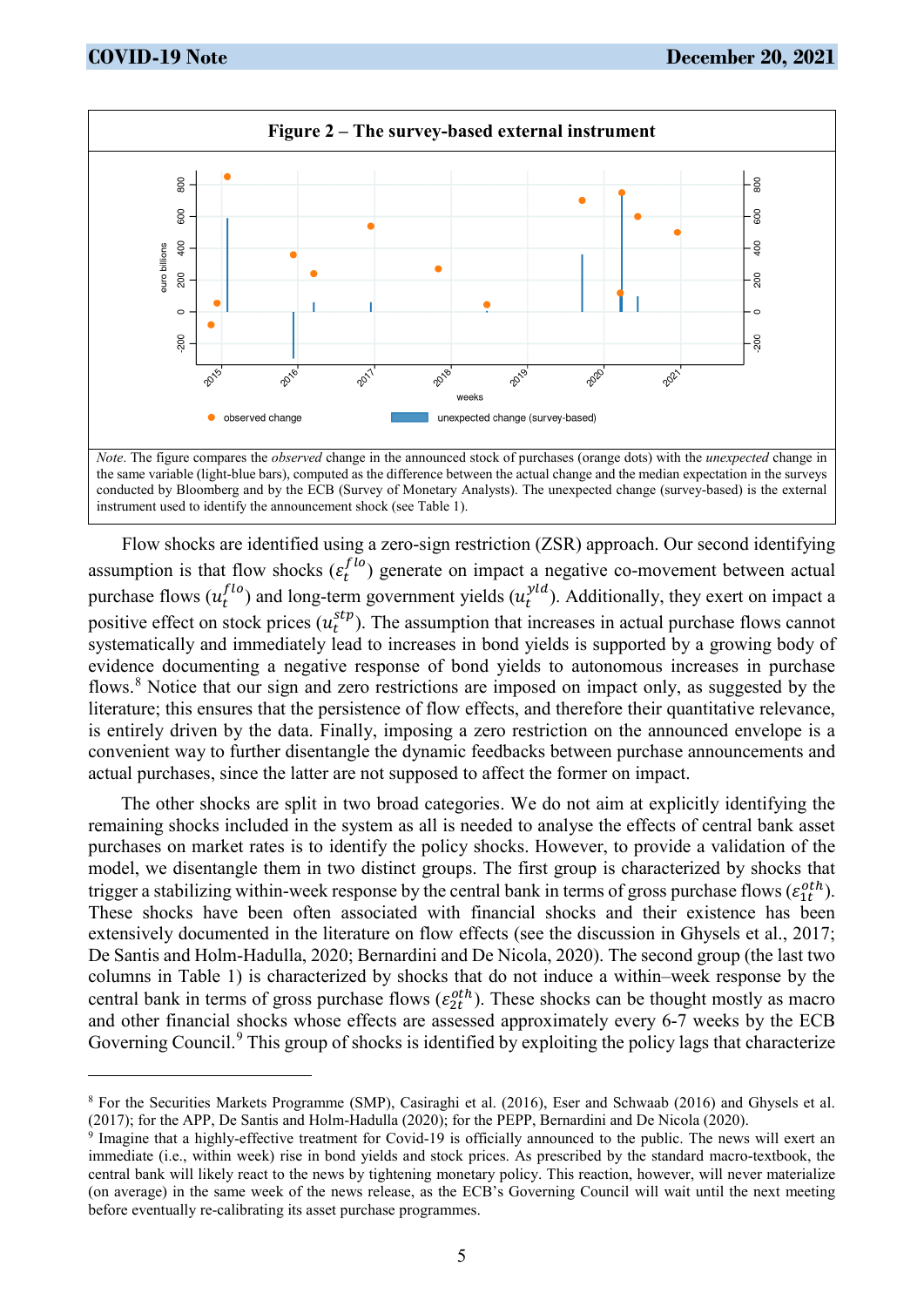**Figure 2 – The survey-based external instrument**

*Note*. The figure compares the *observed* change in the announced stock of purchases (orange dots) with the *unexpected* change in the same variable (light-blue bars), computed as the difference between the actual change and the median expectation in the surveys conducted by Bloomberg and by the ECB (Survey of Monetary Analysts). The unexpected change (survey-based) is the external instrument used to identify the announcement shock (see Table 1).

Flow shocks are identified using a zero-sign restriction (ZSR) approach. Our second identifying assumption is that flow shocks ($\varepsilon_t^{flo}$) generate on impact a negative co-movement between actual purchase flows ($u_t^{flo}$) and long-term government yields ($u_t^{yld}$). Additionally, they exert on impact a positive effect on stock prices ($u_t^{stp}$). The assumption that increases in actual purchase flows cannot systematically and immediately lead to increases in bond yields is supported by a growing body of evidence documenting a negative response of bond yields to autonomous increases in purchase flows.[8] Notice that our sign and zero restrictions are imposed on impact only, as suggested by the literature; this ensures that the persistence of flow effects, and therefore their quantitative relevance, is entirely driven by the data. Finally, imposing a zero restriction on the announced envelope is a convenient way to further disentangle the dynamic feedbacks between purchase announcements and actual purchases, since the latter are not supposed to affect the former on impact.

The other shocks are split in two broad categories. We do not aim at explicitly identifying the remaining shocks included in the system as all is needed to analyse the effects of central bank asset purchases on market rates is to identify the policy shocks. However, to provide a validation of the model, we disentangle them in two distinct groups. The first group is characterized by shocks that trigger a stabilizing within-week response by the central bank in terms of gross purchase flows ($\varepsilon_{1t}^{oth}$). These shocks have been often associated with financial shocks and their existence has been extensively documented in the literature on flow effects (see the discussion in Ghysels et al., 2017; De Santis and Holm-Hadulla, 2020; Bernardini and De Nicola, 2020). The second group (the last two columns in Table 1) is characterized by shocks that do not induce a within–week response by the central bank in terms of gross purchase flows ($\varepsilon_{2t}^{oth}$). These shocks can be thought mostly as macro and other financial shocks whose effects are assessed approximately every 6-7 weeks by the ECB Governing Council.[9] This group of shocks is identified by exploiting the policy lags that characterize

---

[8] For the Securities Markets Programme (SMP), Casiraghi et al. (2016), Eser and Schwaab (2016) and Ghysels et al. (2017); for the APP, De Santis and Holm-Hadulla (2020); for the PEPP, Bernardini and De Nicola (2020).

[9] Imagine that a highly-effective treatment for Covid-19 is officially announced to the public. The news will exert an immediate (i.e., within week) rise in bond yields and stock prices. As prescribed by the standard macro-textbook, the central bank will likely react to the news by tightening monetary policy. This reaction, however, will never materialize (on average) in the same week of the news release, as the ECB's Governing Council will wait until the next meeting before eventually re-calibrating its asset purchase programmes.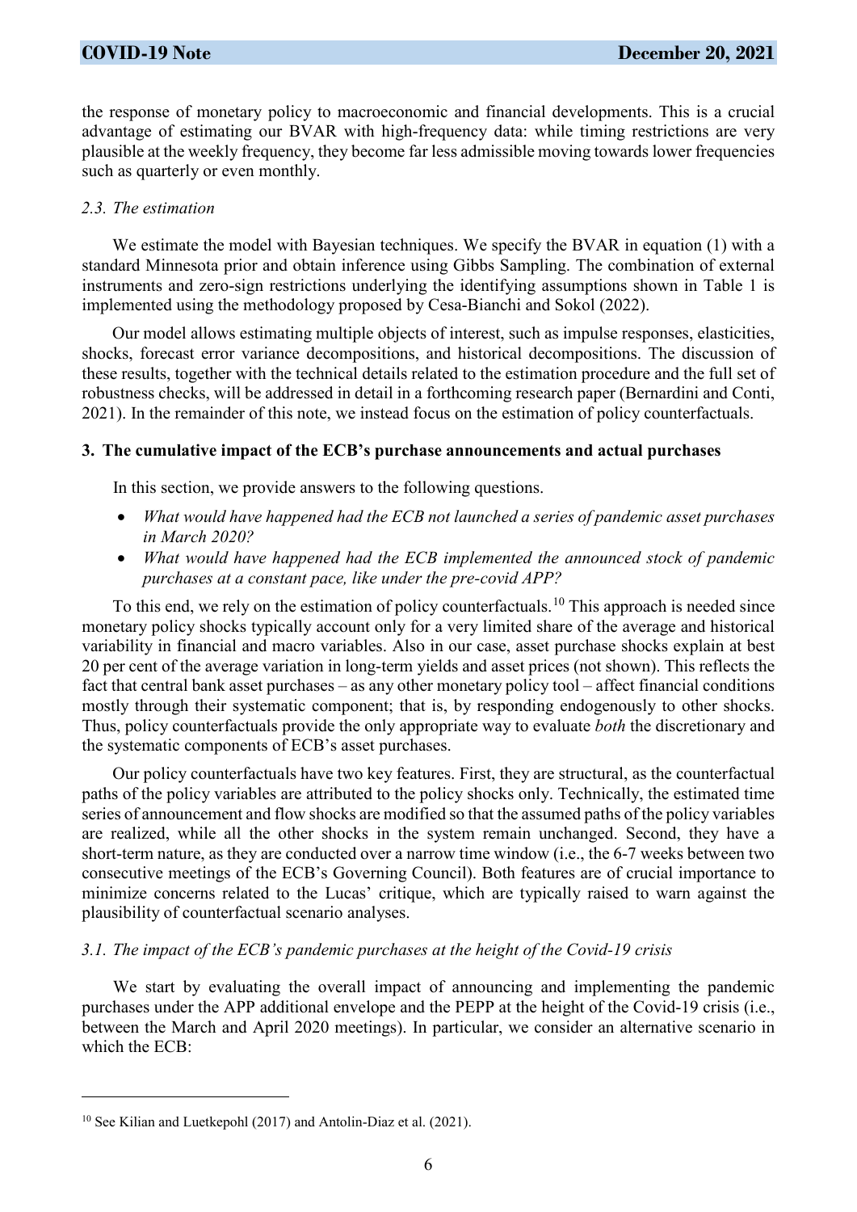the response of monetary policy to macroeconomic and financial developments. This is a crucial advantage of estimating our BVAR with high-frequency data: while timing restrictions are very plausible at the weekly frequency, they become far less admissible moving towards lower frequencies such as quarterly or even monthly.

### *2.3. The estimation*

We estimate the model with Bayesian techniques. We specify the BVAR in equation (1) with a standard Minnesota prior and obtain inference using Gibbs Sampling. The combination of external instruments and zero-sign restrictions underlying the identifying assumptions shown in Table 1 is implemented using the methodology proposed by Cesa-Bianchi and Sokol (2022).

Our model allows estimating multiple objects of interest, such as impulse responses, elasticities, shocks, forecast error variance decompositions, and historical decompositions. The discussion of these results, together with the technical details related to the estimation procedure and the full set of robustness checks, will be addressed in detail in a forthcoming research paper (Bernardini and Conti, 2021). In the remainder of this note, we instead focus on the estimation of policy counterfactuals.

## 3. The cumulative impact of the ECB's purchase announcements and actual purchases

In this section, we provide answers to the following questions.

- *What would have happened had the ECB not launched a series of pandemic asset purchases in March 2020?*
- *What would have happened had the ECB implemented the announced stock of pandemic purchases at a constant pace, like under the pre-covid APP?*

To this end, we rely on the estimation of policy counterfactuals.[10] This approach is needed since monetary policy shocks typically account only for a very limited share of the average and historical variability in financial and macro variables. Also in our case, asset purchase shocks explain at best 20 per cent of the average variation in long-term yields and asset prices (not shown). This reflects the fact that central bank asset purchases – as any other monetary policy tool – affect financial conditions mostly through their systematic component; that is, by responding endogenously to other shocks. Thus, policy counterfactuals provide the only appropriate way to evaluate *both* the discretionary and the systematic components of ECB's asset purchases.

Our policy counterfactuals have two key features. First, they are structural, as the counterfactual paths of the policy variables are attributed to the policy shocks only. Technically, the estimated time series of announcement and flow shocks are modified so that the assumed paths of the policy variables are realized, while all the other shocks in the system remain unchanged. Second, they have a short-term nature, as they are conducted over a narrow time window (i.e., the 6-7 weeks between two consecutive meetings of the ECB's Governing Council). Both features are of crucial importance to minimize concerns related to the Lucas' critique, which are typically raised to warn against the plausibility of counterfactual scenario analyses.

### *3.1. The impact of the ECB's pandemic purchases at the height of the Covid-19 crisis*

We start by evaluating the overall impact of announcing and implementing the pandemic purchases under the APP additional envelope and the PEPP at the height of the Covid-19 crisis (i.e., between the March and April 2020 meetings). In particular, we consider an alternative scenario in which the ECB:

---

[10] See Kilian and Luetkepohl (2017) and Antolin-Diaz et al. (2021).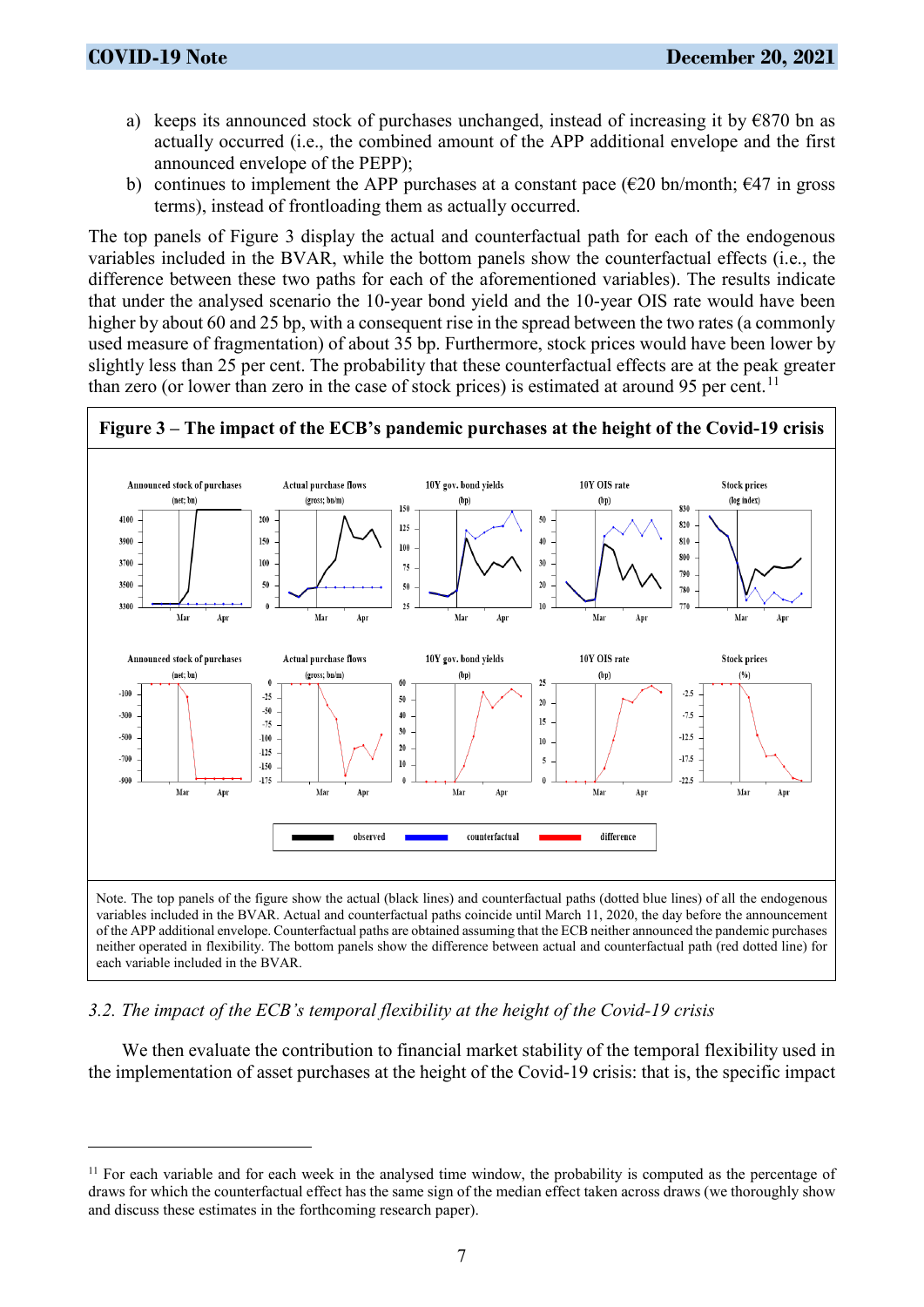a) keeps its announced stock of purchases unchanged, instead of increasing it by €870 bn as actually occurred (i.e., the combined amount of the APP additional envelope and the first announced envelope of the PEPP);
b) continues to implement the APP purchases at a constant pace (€20 bn/month; €47 in gross terms), instead of frontloading them as actually occurred.

The top panels of Figure 3 display the actual and counterfactual path for each of the endogenous variables included in the BVAR, while the bottom panels show the counterfactual effects (i.e., the difference between these two paths for each of the aforementioned variables). The results indicate that under the analysed scenario the 10-year bond yield and the 10-year OIS rate would have been higher by about 60 and 25 bp, with a consequent rise in the spread between the two rates (a commonly used measure of fragmentation) of about 35 bp. Furthermore, stock prices would have been lower by slightly less than 25 per cent. The probability that these counterfactual effects are at the peak greater than zero (or lower than zero in the case of stock prices) is estimated at around 95 per cent.[11]

**Figure 3 – The impact of the ECB's pandemic purchases at the height of the Covid-19 crisis**

Note. The top panels of the figure show the actual (black lines) and counterfactual paths (dotted blue lines) of all the endogenous variables included in the BVAR. Actual and counterfactual paths coincide until March 11, 2020, the day before the announcement of the APP additional envelope. Counterfactual paths are obtained assuming that the ECB neither announced the pandemic purchases neither operated in flexibility. The bottom panels show the difference between actual and counterfactual path (red dotted line) for each variable included in the BVAR.

### *3.2. The impact of the ECB's temporal flexibility at the height of the Covid-19 crisis*

We then evaluate the contribution to financial market stability of the temporal flexibility used in the implementation of asset purchases at the height of the Covid-19 crisis: that is, the specific impact

[11] For each variable and for each week in the analysed time window, the probability is computed as the percentage of draws for which the counterfactual effect has the same sign of the median effect taken across draws (we thoroughly show and discuss these estimates in the forthcoming research paper).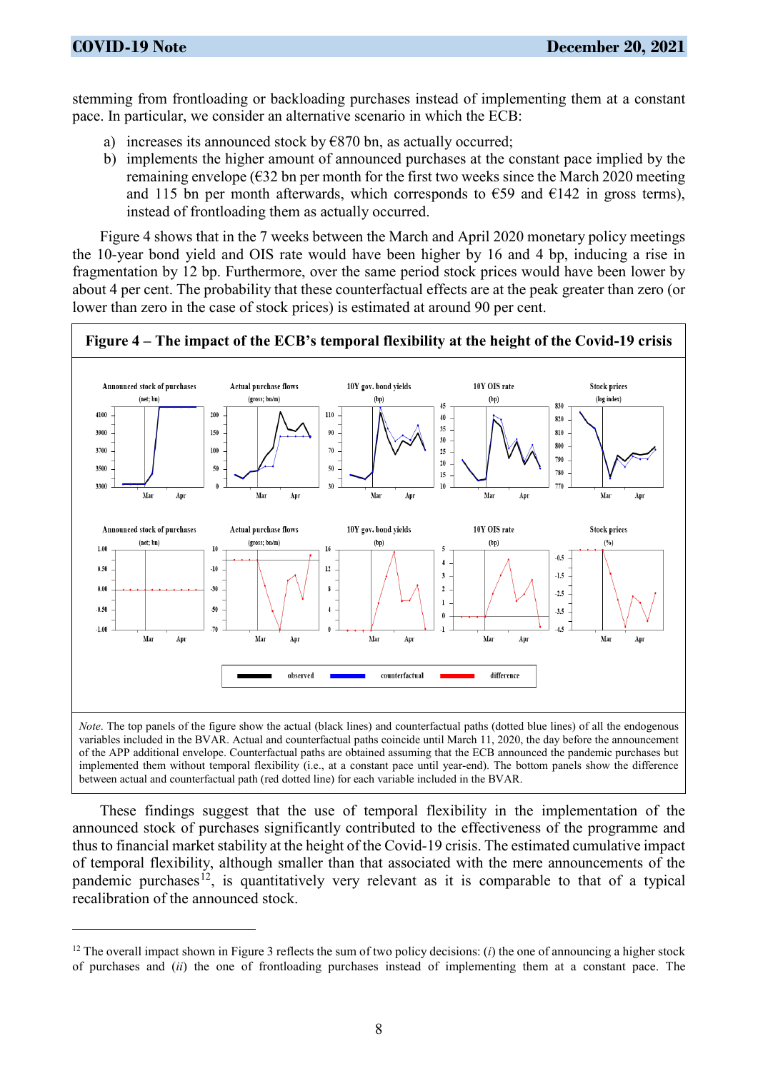stemming from frontloading or backloading purchases instead of implementing them at a constant pace. In particular, we consider an alternative scenario in which the ECB:

a) increases its announced stock by €870 bn, as actually occurred;
b) implements the higher amount of announced purchases at the constant pace implied by the remaining envelope (€32 bn per month for the first two weeks since the March 2020 meeting and 115 bn per month afterwards, which corresponds to €59 and €142 in gross terms), instead of frontloading them as actually occurred.

Figure 4 shows that in the 7 weeks between the March and April 2020 monetary policy meetings the 10-year bond yield and OIS rate would have been higher by 16 and 4 bp, inducing a rise in fragmentation by 12 bp. Furthermore, over the same period stock prices would have been lower by about 4 per cent. The probability that these counterfactual effects are at the peak greater than zero (or lower than zero in the case of stock prices) is estimated at around 90 per cent.

**Figure 4 – The impact of the ECB's temporal flexibility at the height of the Covid-19 crisis**

*Note*. The top panels of the figure show the actual (black lines) and counterfactual paths (dotted blue lines) of all the endogenous variables included in the BVAR. Actual and counterfactual paths coincide until March 11, 2020, the day before the announcement of the APP additional envelope. Counterfactual paths are obtained assuming that the ECB announced the pandemic purchases but implemented them without temporal flexibility (i.e., at a constant pace until year-end). The bottom panels show the difference between actual and counterfactual path (red dotted line) for each variable included in the BVAR.

These findings suggest that the use of temporal flexibility in the implementation of the announced stock of purchases significantly contributed to the effectiveness of the programme and thus to financial market stability at the height of the Covid-19 crisis. The estimated cumulative impact of temporal flexibility, although smaller than that associated with the mere announcements of the pandemic purchases[12], is quantitatively very relevant as it is comparable to that of a typical recalibration of the announced stock.

---

[12] The overall impact shown in Figure 3 reflects the sum of two policy decisions: (*i*) the one of announcing a higher stock of purchases and (*ii*) the one of frontloading purchases instead of implementing them at a constant pace. The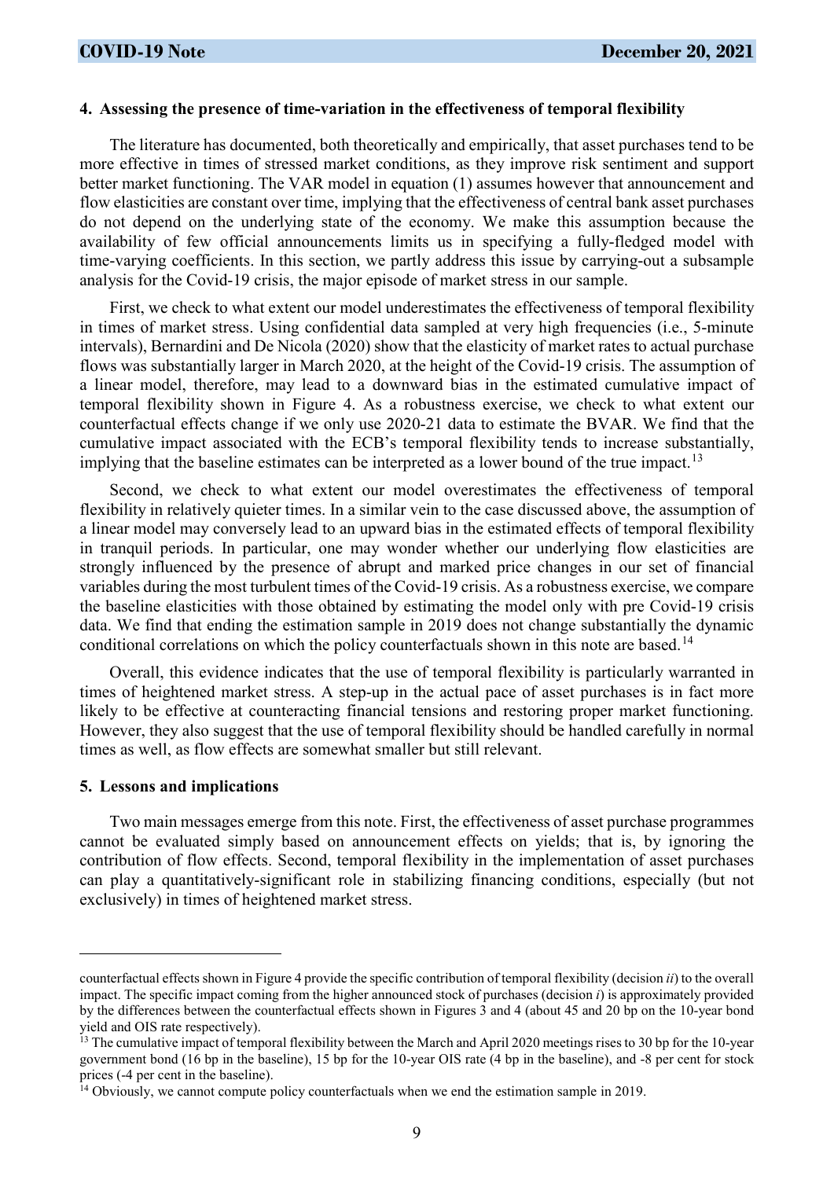## 4. Assessing the presence of time-variation in the effectiveness of temporal flexibility

The literature has documented, both theoretically and empirically, that asset purchases tend to be more effective in times of stressed market conditions, as they improve risk sentiment and support better market functioning. The VAR model in equation (1) assumes however that announcement and flow elasticities are constant over time, implying that the effectiveness of central bank asset purchases do not depend on the underlying state of the economy. We make this assumption because the availability of few official announcements limits us in specifying a fully-fledged model with time-varying coefficients. In this section, we partly address this issue by carrying-out a subsample analysis for the Covid-19 crisis, the major episode of market stress in our sample.

First, we check to what extent our model underestimates the effectiveness of temporal flexibility in times of market stress. Using confidential data sampled at very high frequencies (i.e., 5-minute intervals), Bernardini and De Nicola (2020) show that the elasticity of market rates to actual purchase flows was substantially larger in March 2020, at the height of the Covid-19 crisis. The assumption of a linear model, therefore, may lead to a downward bias in the estimated cumulative impact of temporal flexibility shown in Figure 4. As a robustness exercise, we check to what extent our counterfactual effects change if we only use 2020-21 data to estimate the BVAR. We find that the cumulative impact associated with the ECB's temporal flexibility tends to increase substantially, implying that the baseline estimates can be interpreted as a lower bound of the true impact.[13]

Second, we check to what extent our model overestimates the effectiveness of temporal flexibility in relatively quieter times. In a similar vein to the case discussed above, the assumption of a linear model may conversely lead to an upward bias in the estimated effects of temporal flexibility in tranquil periods. In particular, one may wonder whether our underlying flow elasticities are strongly influenced by the presence of abrupt and marked price changes in our set of financial variables during the most turbulent times of the Covid-19 crisis. As a robustness exercise, we compare the baseline elasticities with those obtained by estimating the model only with pre Covid-19 crisis data. We find that ending the estimation sample in 2019 does not change substantially the dynamic conditional correlations on which the policy counterfactuals shown in this note are based.[14]

Overall, this evidence indicates that the use of temporal flexibility is particularly warranted in times of heightened market stress. A step-up in the actual pace of asset purchases is in fact more likely to be effective at counteracting financial tensions and restoring proper market functioning. However, they also suggest that the use of temporal flexibility should be handled carefully in normal times as well, as flow effects are somewhat smaller but still relevant.

## 5. Lessons and implications

Two main messages emerge from this note. First, the effectiveness of asset purchase programmes cannot be evaluated simply based on announcement effects on yields; that is, by ignoring the contribution of flow effects. Second, temporal flexibility in the implementation of asset purchases can play a quantitatively-significant role in stabilizing financing conditions, especially (but not exclusively) in times of heightened market stress.

---

counterfactual effects shown in Figure 4 provide the specific contribution of temporal flexibility (decision *ii*) to the overall impact. The specific impact coming from the higher announced stock of purchases (decision *i*) is approximately provided by the differences between the counterfactual effects shown in Figures 3 and 4 (about 45 and 20 bp on the 10-year bond yield and OIS rate respectively).

[13] The cumulative impact of temporal flexibility between the March and April 2020 meetings rises to 30 bp for the 10-year government bond (16 bp in the baseline), 15 bp for the 10-year OIS rate (4 bp in the baseline), and -8 per cent for stock prices (-4 per cent in the baseline).

[14] Obviously, we cannot compute policy counterfactuals when we end the estimation sample in 2019.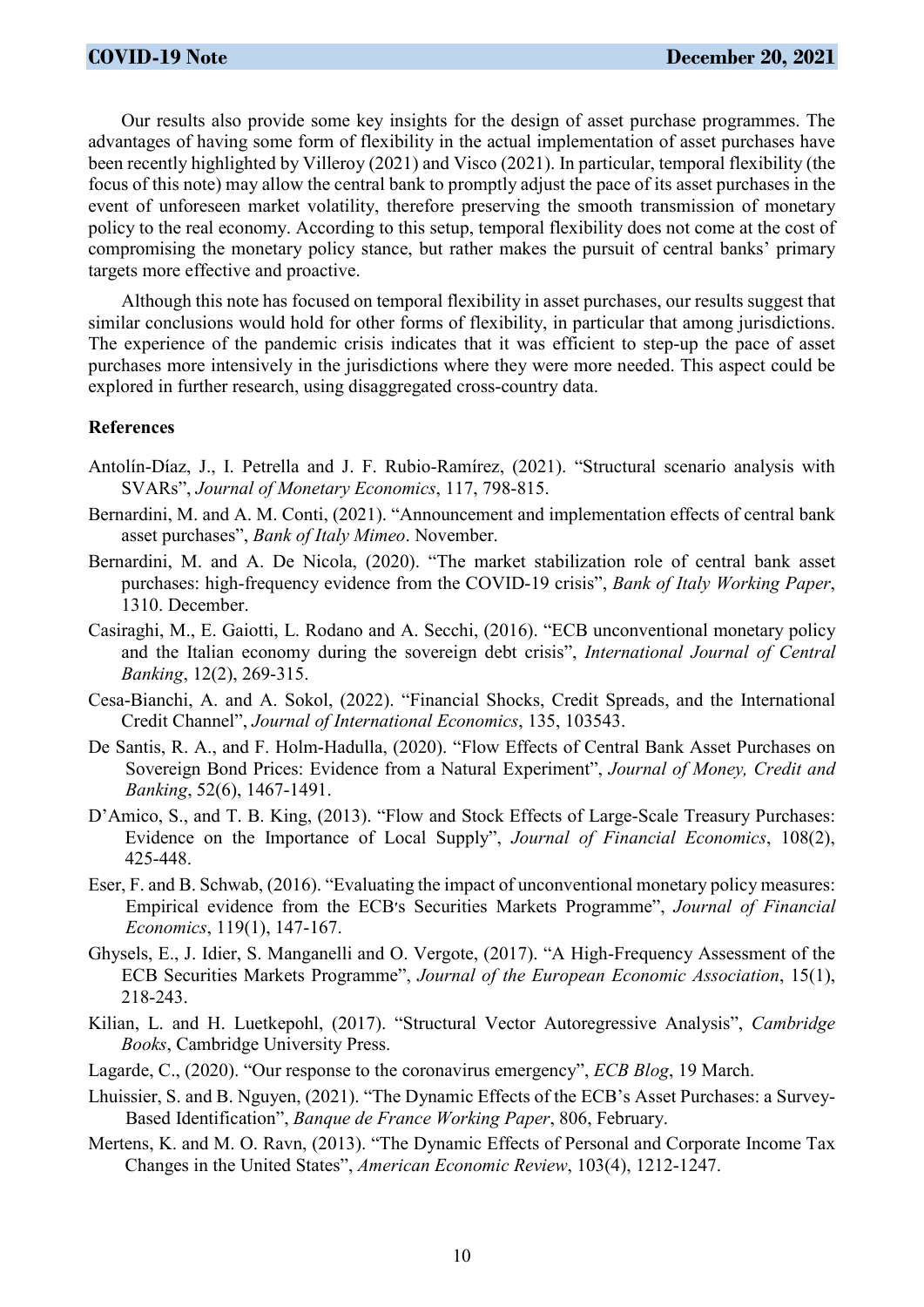Our results also provide some key insights for the design of asset purchase programmes. The advantages of having some form of flexibility in the actual implementation of asset purchases have been recently highlighted by Villeroy (2021) and Visco (2021). In particular, temporal flexibility (the focus of this note) may allow the central bank to promptly adjust the pace of its asset purchases in the event of unforeseen market volatility, therefore preserving the smooth transmission of monetary policy to the real economy. According to this setup, temporal flexibility does not come at the cost of compromising the monetary policy stance, but rather makes the pursuit of central banks' primary targets more effective and proactive.

Although this note has focused on temporal flexibility in asset purchases, our results suggest that similar conclusions would hold for other forms of flexibility, in particular that among jurisdictions. The experience of the pandemic crisis indicates that it was efficient to step-up the pace of asset purchases more intensively in the jurisdictions where they were more needed. This aspect could be explored in further research, using disaggregated cross-country data.

**References**

Antolín-Díaz, J., I. Petrella and J. F. Rubio-Ramírez, (2021). "Structural scenario analysis with SVARs", *Journal of Monetary Economics*, 117, 798-815.

Bernardini, M. and A. M. Conti, (2021). "Announcement and implementation effects of central bank asset purchases", *Bank of Italy Mimeo*. November.

Bernardini, M. and A. De Nicola, (2020). "The market stabilization role of central bank asset purchases: high-frequency evidence from the COVID-19 crisis", *Bank of Italy Working Paper*, 1310. December.

Casiraghi, M., E. Gaiotti, L. Rodano and A. Secchi, (2016). "ECB unconventional monetary policy and the Italian economy during the sovereign debt crisis", *International Journal of Central Banking*, 12(2), 269-315.

Cesa-Bianchi, A. and A. Sokol, (2022). "Financial Shocks, Credit Spreads, and the International Credit Channel", *Journal of International Economics*, 135, 103543.

De Santis, R. A., and F. Holm-Hadulla, (2020). "Flow Effects of Central Bank Asset Purchases on Sovereign Bond Prices: Evidence from a Natural Experiment", *Journal of Money, Credit and Banking*, 52(6), 1467-1491.

D'Amico, S., and T. B. King, (2013). "Flow and Stock Effects of Large-Scale Treasury Purchases: Evidence on the Importance of Local Supply", *Journal of Financial Economics*, 108(2), 425-448.

Eser, F. and B. Schwab, (2016). "Evaluating the impact of unconventional monetary policy measures: Empirical evidence from the ECB′s Securities Markets Programme", *Journal of Financial Economics*, 119(1), 147-167.

Ghysels, E., J. Idier, S. Manganelli and O. Vergote, (2017). "A High-Frequency Assessment of the ECB Securities Markets Programme", *Journal of the European Economic Association*, 15(1), 218-243.

Kilian, L. and H. Luetkepohl, (2017). "Structural Vector Autoregressive Analysis", *Cambridge Books*, Cambridge University Press.

Lagarde, C., (2020). "Our response to the coronavirus emergency", *ECB Blog*, 19 March.

Lhuissier, S. and B. Nguyen, (2021). "The Dynamic Effects of the ECB's Asset Purchases: a Survey-Based Identification", *Banque de France Working Paper*, 806, February.

Mertens, K. and M. O. Ravn, (2013). "The Dynamic Effects of Personal and Corporate Income Tax Changes in the United States", *American Economic Review*, 103(4), 1212-1247.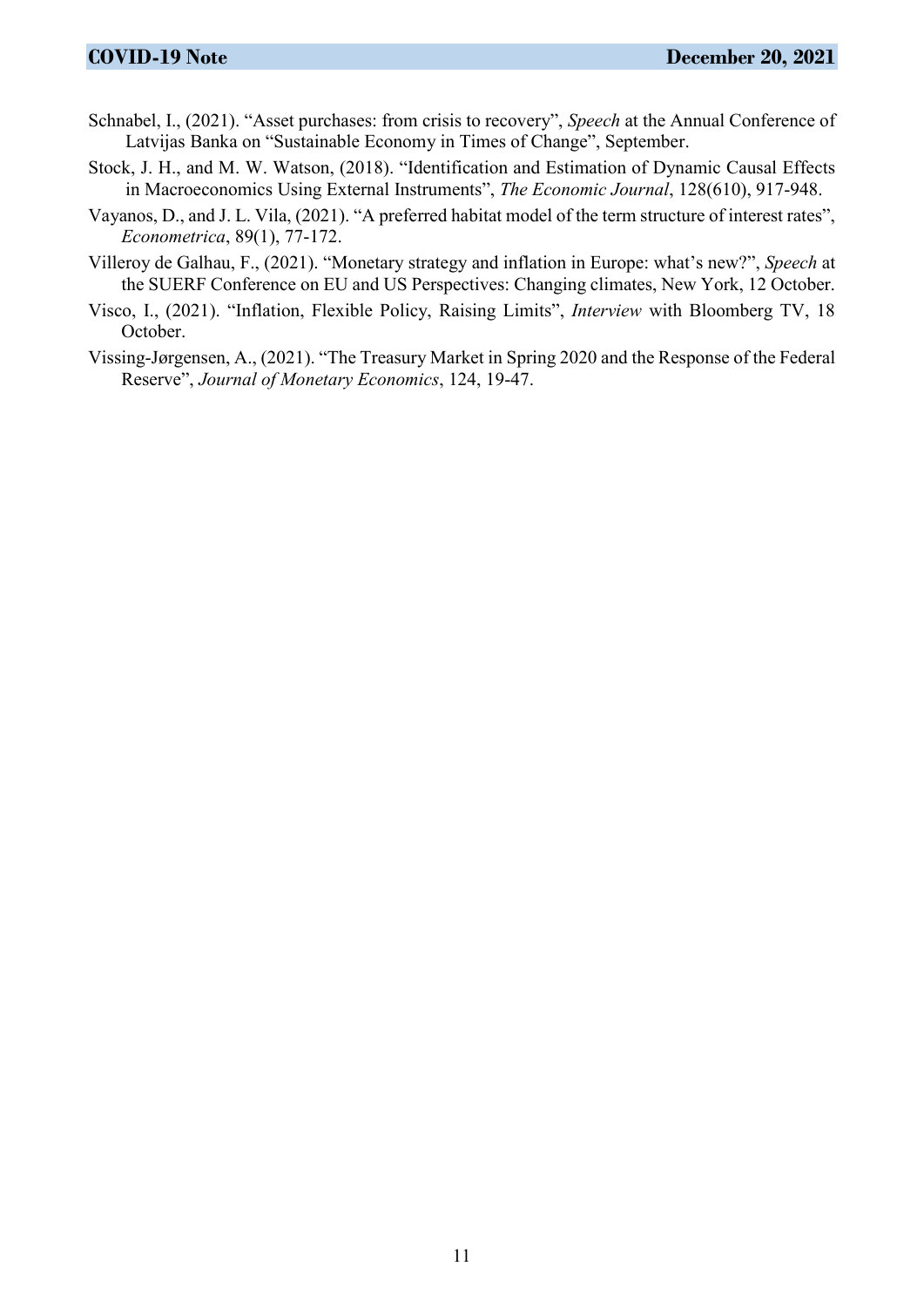Schnabel, I., (2021). "Asset purchases: from crisis to recovery", *Speech* at the Annual Conference of Latvijas Banka on "Sustainable Economy in Times of Change", September.

Stock, J. H., and M. W. Watson, (2018). "Identification and Estimation of Dynamic Causal Effects in Macroeconomics Using External Instruments", *The Economic Journal*, 128(610), 917-948.

Vayanos, D., and J. L. Vila, (2021). "A preferred habitat model of the term structure of interest rates", *Econometrica*, 89(1), 77-172.

Villeroy de Galhau, F., (2021). "Monetary strategy and inflation in Europe: what's new?", *Speech* at the SUERF Conference on EU and US Perspectives: Changing climates, New York, 12 October.

Visco, I., (2021). "Inflation, Flexible Policy, Raising Limits", *Interview* with Bloomberg TV, 18 October.

Vissing-Jørgensen, A., (2021). "The Treasury Market in Spring 2020 and the Response of the Federal Reserve", *Journal of Monetary Economics*, 124, 19-47.